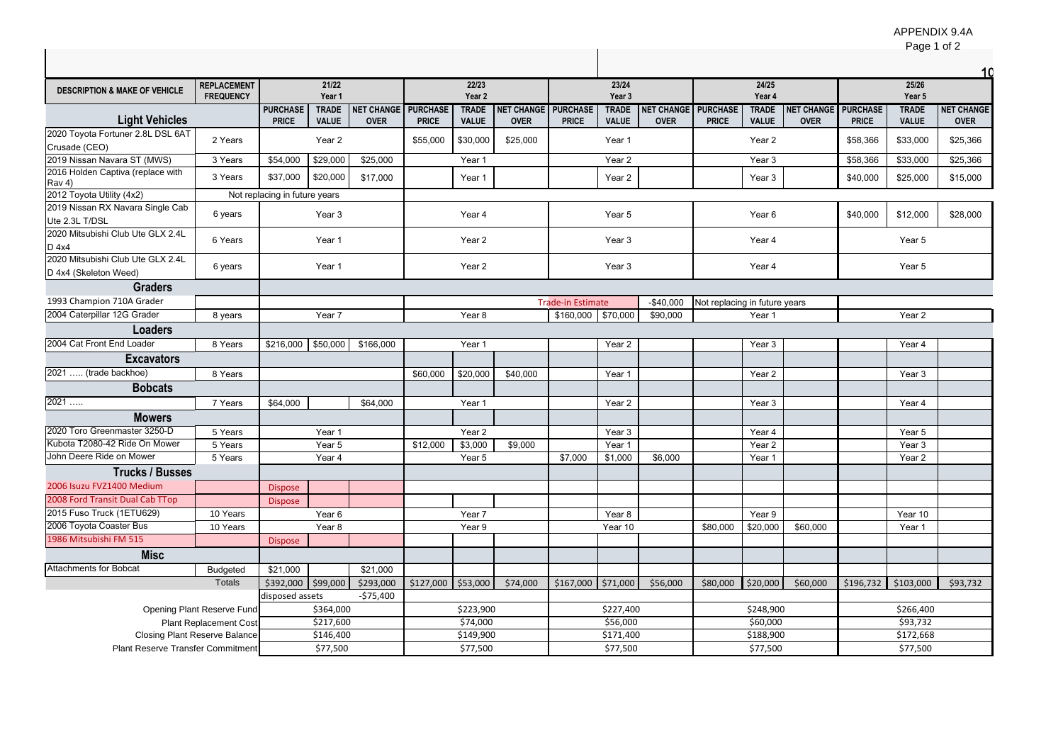APPENDIX 9.4A

| DESCRIPTION & MAKE OF VEHICLE | REPLACEMENT FREQUENCY | 21/22 Year 1 | | | 22/23 Year 2 | | | 23/24 Year 3 | | | 24/25 Year 4 | | | 25/26 Year 5 | | |
|---|---|---|---|---|---|---|---|---|---|---|---|---|---|---|---|---|
| **Light Vehicles** | | PURCHASE PRICE | TRADE VALUE | NET CHANGE OVER | PURCHASE PRICE | TRADE VALUE | NET CHANGE OVER | PURCHASE PRICE | TRADE VALUE | NET CHANGE OVER | PURCHASE PRICE | TRADE VALUE | NET CHANGE OVER | PURCHASE PRICE | TRADE VALUE | NET CHANGE OVER |
| 2020 Toyota Fortuner 2.8L DSL 6AT Crusade (CEO) | 2 Years | | Year 2 | | $55,000 | $30,000 | $25,000 | | Year 1 | | | Year 2 | | $58,366 | $33,000 | $25,366 |
| 2019 Nissan Navara ST (MWS) | 3 Years | $54,000 | $29,000 | $25,000 | | Year 1 | | | Year 2 | | | Year 3 | | $58,366 | $33,000 | $25,366 |
| 2016 Holden Captiva (replace with Rav 4) | 3 Years | $37,000 | $20,000 | $17,000 | | Year 1 | | | Year 2 | | | Year 3 | | $40,000 | $25,000 | $15,000 |
| 2012 Toyota Utility (4x2) | | Not replacing in future years | | | | | | | | | | | | | | |
| 2019 Nissan RX Navara Single Cab Ute 2.3L T/DSL | 6 years | | Year 3 | | | Year 4 | | | Year 5 | | | Year 6 | | $40,000 | $12,000 | $28,000 |
| 2020 Mitsubishi Club Ute GLX 2.4L D 4x4 | 6 Years | | Year 1 | | | Year 2 | | | Year 3 | | | Year 4 | | | Year 5 | |
| 2020 Mitsubishi Club Ute GLX 2.4L D 4x4 (Skeleton Weed) | 6 years | | Year 1 | | | Year 2 | | | Year 3 | | | Year 4 | | | Year 5 | |
| **Graders** | | | | | | | | | | | | | | | | |
| 1993 Champion 710A Grader | | | | | | | | Trade-in Estimate | | -$40,000 | Not replacing in future years | | | | | |
| 2004 Caterpillar 12G Grader | 8 years | | Year 7 | | | Year 8 | | $160,000 | $70,000 | $90,000 | | Year 1 | | | Year 2 | |
| **Loaders** | | | | | | | | | | | | | | | | |
| 2004 Cat Front End Loader | 8 Years | $216,000 | $50,000 | $166,000 | | Year 1 | | | Year 2 | | | Year 3 | | | Year 4 | |
| **Excavators** | | | | | | | | | | | | | | | | |
| 2021 ….. (trade backhoe) | 8 Years | | | | $60,000 | $20,000 | $40,000 | | Year 1 | | | Year 2 | | | Year 3 | |
| **Bobcats** | | | | | | | | | | | | | | | | |
| 2021 ….. | 7 Years | $64,000 | | $64,000 | | Year 1 | | | Year 2 | | | Year 3 | | | Year 4 | |
| **Mowers** | | | | | | | | | | | | | | | | |
| 2020 Toro Greenmaster 3250-D | 5 Years | | Year 1 | | | Year 2 | | | Year 3 | | | Year 4 | | | Year 5 | |
| Kubota T2080-42 Ride On Mower | 5 Years | | Year 5 | | $12,000 | $3,000 | $9,000 | | Year 1 | | | Year 2 | | | Year 3 | |
| John Deere Ride on Mower | 5 Years | | Year 4 | | | Year 5 | | $7,000 | $1,000 | $6,000 | | Year 1 | | | Year 2 | |
| **Trucks / Busses** | | | | | | | | | | | | | | | | |
| 2006 Isuzu FVZ1400 Medium | | Dispose | | | | | | | | | | | | | | |
| 2008 Ford Transit Dual Cab TTop | | Dispose | | | | | | | | | | | | | | |
| 2015 Fuso Truck (1ETU629) | 10 Years | | Year 6 | | | Year 7 | | | Year 8 | | | Year 9 | | | Year 10 | |
| 2006 Toyota Coaster Bus | 10 Years | | Year 8 | | | Year 9 | | | Year 10 | | $80,000 | $20,000 | $60,000 | | Year 1 | |
| 1986 Mitsubishi FM 515 | | Dispose | | | | | | | | | | | | | | |
| **Misc** | | | | | | | | | | | | | | | | |
| Attachments for Bobcat | Budgeted | $21,000 | | $21,000 | | | | | | | | | | | | |
| | Totals | $392,000 | $99,000 | $293,000 | $127,000 | $53,000 | $74,000 | $167,000 | $71,000 | $56,000 | $80,000 | $20,000 | $60,000 | $196,732 | $103,000 | $93,732 |
| | | disposed assets | | -$75,400 | | | | | | | | | | | | |
| Opening Plant Reserve Fund | | | $364,000 | | | $223,900 | | | $227,400 | | | $248,900 | | | $266,400 | |
| Plant Replacement Cost | | | $217,600 | | | $74,000 | | | $56,000 | | | $60,000 | | | $93,732 | |
| Closing Plant Reserve Balance | | | $146,400 | | | $149,900 | | | $171,400 | | | $188,900 | | | $172,668 | |
| Plant Reserve Transfer Commitment | | | $77,500 | | | $77,500 | | | $77,500 | | | $77,500 | | | $77,500 | |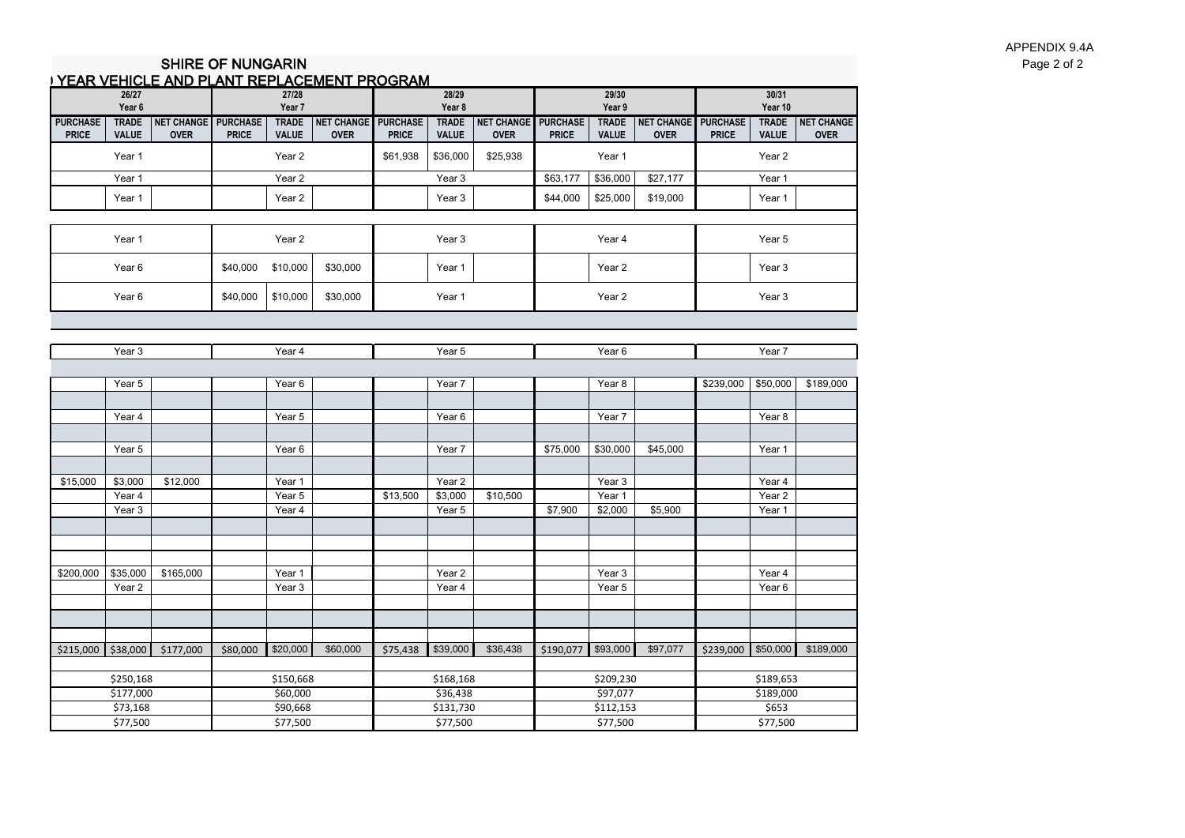APPENDIX 9.4A

# SHIRE OF NUNGARIN

## YEAR VEHICLE AND PLANT REPLACEMENT PROGRAM

| 26/27 Year 6 | | | 27/28 Year 7 | | | 28/29 Year 8 | | | 29/30 Year 9 | | | 30/31 Year 10 | | |
|---|---|---|---|---|---|---|---|---|---|---|---|---|---|---|
| PURCHASE PRICE | TRADE VALUE | NET CHANGE OVER | PURCHASE PRICE | TRADE VALUE | NET CHANGE OVER | PURCHASE PRICE | TRADE VALUE | NET CHANGE OVER | PURCHASE PRICE | TRADE VALUE | NET CHANGE OVER | PURCHASE PRICE | TRADE VALUE | NET CHANGE OVER |
| | Year 1 | | | Year 2 | | $61,938 | $36,000 | $25,938 | | Year 1 | | | Year 2 | |
| | Year 1 | | | Year 2 | | | Year 3 | | $63,177 | $36,000 | $27,177 | | Year 1 | |
| | Year 1 | | | Year 2 | | | Year 3 | | $44,000 | $25,000 | $19,000 | | Year 1 | |
| | | | | | | | | | | | | | | |
| | Year 1 | | | Year 2 | | | Year 3 | | | Year 4 | | | Year 5 | |
| | Year 6 | | $40,000 | $10,000 | $30,000 | | Year 1 | | | Year 2 | | | Year 3 | |
| | Year 6 | | $40,000 | $10,000 | $30,000 | | Year 1 | | | Year 2 | | | Year 3 | |
| | | | | | | | | | | | | | | |
| | Year 3 | | | Year 4 | | | Year 5 | | | Year 6 | | | Year 7 | |
| | | | | | | | | | | | | | | |
| | Year 5 | | | Year 6 | | | Year 7 | | | Year 8 | | $239,000 | $50,000 | $189,000 |
| | | | | | | | | | | | | | | |
| | Year 4 | | | Year 5 | | | Year 6 | | | Year 7 | | | Year 8 | |
| | | | | | | | | | | | | | | |
| | Year 5 | | | Year 6 | | | Year 7 | | $75,000 | $30,000 | $45,000 | | Year 1 | |
| | | | | | | | | | | | | | | |
| $15,000 | $3,000 | $12,000 | | Year 1 | | | Year 2 | | | Year 3 | | | Year 4 | |
| | Year 4 | | | Year 5 | | $13,500 | $3,000 | $10,500 | | Year 1 | | | Year 2 | |
| | Year 3 | | | Year 4 | | | Year 5 | | $7,900 | $2,000 | $5,900 | | Year 1 | |
| | | | | | | | | | | | | | | |
| | | | | | | | | | | | | | | |
| | | | | | | | | | | | | | | |
| $200,000 | $35,000 | $165,000 | | Year 1 | | | Year 2 | | | Year 3 | | | Year 4 | |
| | Year 2 | | | Year 3 | | | Year 4 | | | Year 5 | | | Year 6 | |
| | | | | | | | | | | | | | | |
| | | | | | | | | | | | | | | |
| | | | | | | | | | | | | | | |
| $215,000 | $38,000 | $177,000 | $80,000 | $20,000 | $60,000 | $75,438 | $39,000 | $36,438 | $190,077 | $93,000 | $97,077 | $239,000 | $50,000 | $189,000 |
| | | | | | | | | | | | | | | |
| | $250,168 | | | $150,668 | | | $168,168 | | | $209,230 | | | $189,653 | |
| | $177,000 | | | $60,000 | | | $36,438 | | | $97,077 | | | $189,000 | |
| | $73,168 | | | $90,668 | | | $131,730 | | | $112,153 | | | $653 | |
| | $77,500 | | | $77,500 | | | $77,500 | | | $77,500 | | | $77,500 | |